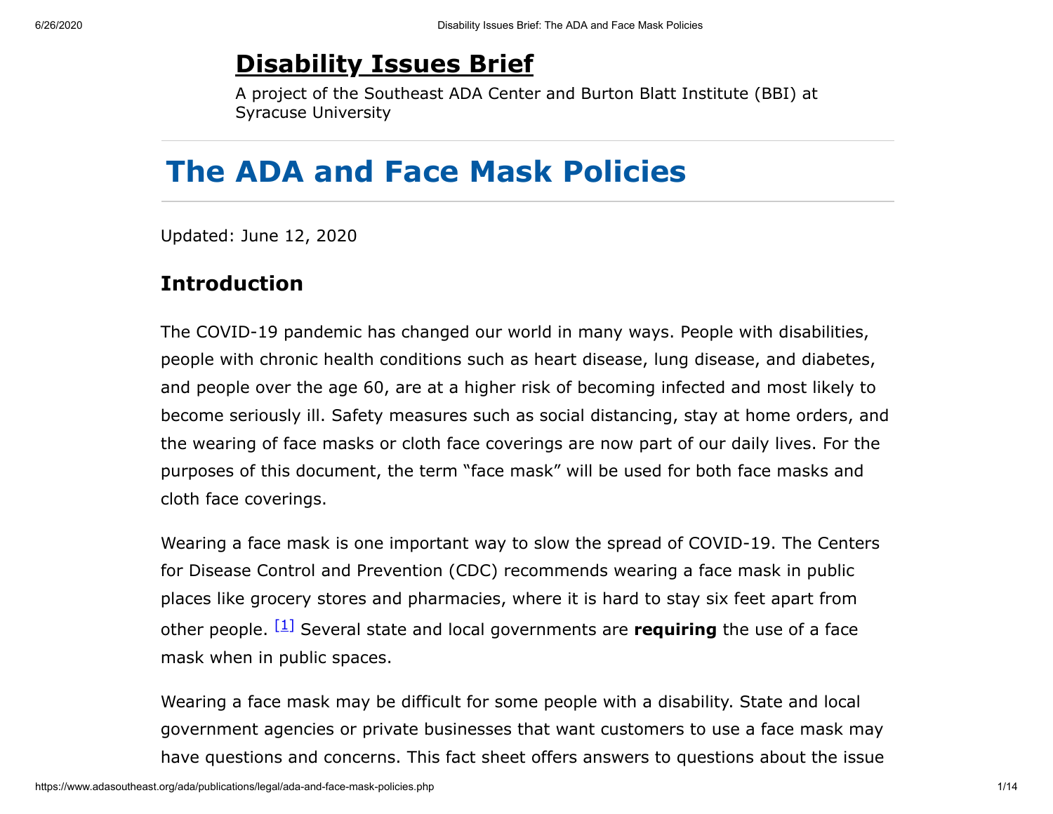# Disability Issues Brief

A project of the Southeast ADA Center and Burton Blatt Institute (BBI) at Syracuse University

## The ADA and Face Mask Policies

Updated: June 12, 2020

### Introduction

The COVID-19 pandemic has changed our world in many ways. People with disabilities, people with chronic health conditions such as heart disease, lung disease, and diabetes, and people over the age 60, are at a higher risk of becoming infected and most likely to become seriously ill. Safety measures such as social distancing, stay at home orders, and the wearing of face masks or cloth face coverings are now part of our daily lives. For the purposes of this document, the term "face mask" will be used for both face masks and cloth face coverings.

Wearing a face mask is one important way to slow the spread of COVID-19. The Centers for Disease Control and Prevention (CDC) recommends wearing a face mask in public places like grocery stores and pharmacies, where it is hard to stay six feet apart from other people. [1] Several state and local governments are **requiring** the use of a face mask when in public spaces.

Wearing a face mask may be difficult for some people with a disability. State and local government agencies or private businesses that want customers to use a face mask may have questions and concerns. This fact sheet offers answers to questions about the issue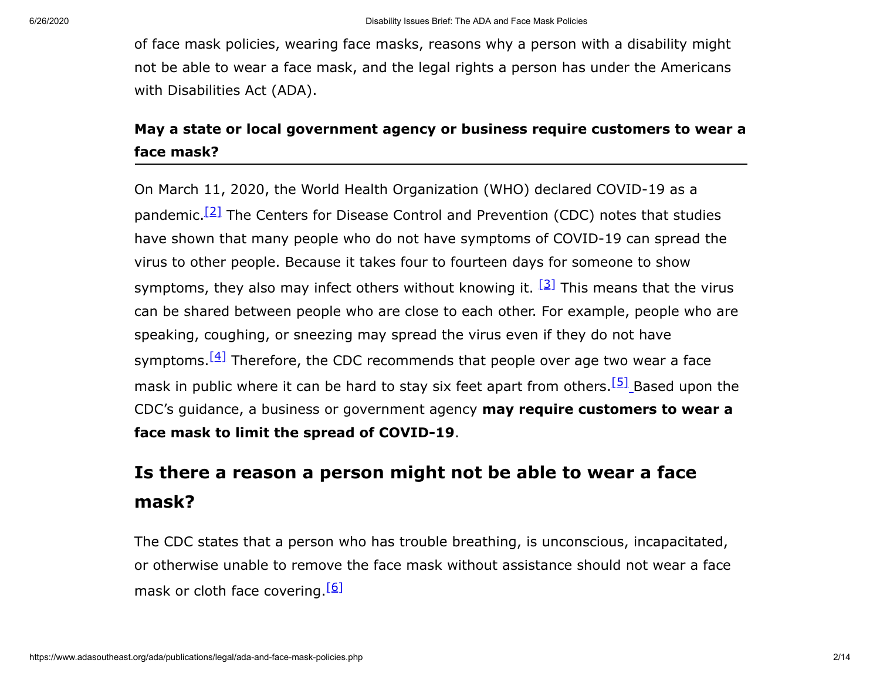of face mask policies, wearing face masks, reasons why a person with a disability might not be able to wear a face mask, and the legal rights a person has under the Americans with Disabilities Act (ADA).

### May a state or local government agency or business require customers to wear a face mask?

On March 11, 2020, the World Health Organization (WHO) declared COVID-19 as a pandemic.[2] The Centers for Disease Control and Prevention (CDC) notes that studies have shown that many people who do not have symptoms of COVID-19 can spread the virus to other people. Because it takes four to fourteen days for someone to show symptoms, they also may infect others without knowing it. [3] This means that the virus can be shared between people who are close to each other. For example, people who are speaking, coughing, or sneezing may spread the virus even if they do not have symptoms.[4] Therefore, the CDC recommends that people over age two wear a face mask in public where it can be hard to stay six feet apart from others.[5] Based upon the CDC's guidance, a business or government agency **may require customers to wear a face mask to limit the spread of COVID-19**.

## Is there a reason a person might not be able to wear a face mask?

The CDC states that a person who has trouble breathing, is unconscious, incapacitated, or otherwise unable to remove the face mask without assistance should not wear a face mask or cloth face covering.[6]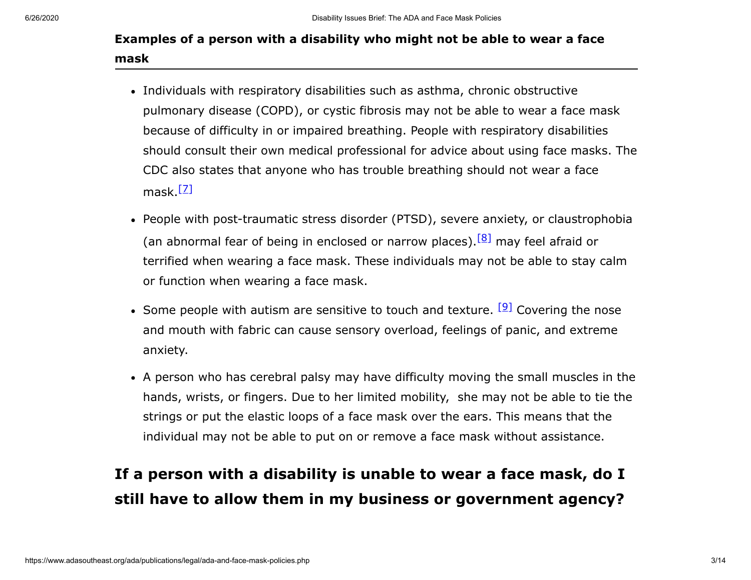### Examples of a person with a disability who might not be able to wear a face mask

- Individuals with respiratory disabilities such as asthma, chronic obstructive pulmonary disease (COPD), or cystic fibrosis may not be able to wear a face mask because of difficulty in or impaired breathing. People with respiratory disabilities should consult their own medical professional for advice about using face masks. The CDC also states that anyone who has trouble breathing should not wear a face mask.[7]
- People with post-traumatic stress disorder (PTSD), severe anxiety, or claustrophobia (an abnormal fear of being in enclosed or narrow places).[8] may feel afraid or terrified when wearing a face mask. These individuals may not be able to stay calm or function when wearing a face mask.
- Some people with autism are sensitive to touch and texture. [9] Covering the nose and mouth with fabric can cause sensory overload, feelings of panic, and extreme anxiety.
- A person who has cerebral palsy may have difficulty moving the small muscles in the hands, wrists, or fingers. Due to her limited mobility, she may not be able to tie the strings or put the elastic loops of a face mask over the ears. This means that the individual may not be able to put on or remove a face mask without assistance.

## If a person with a disability is unable to wear a face mask, do I still have to allow them in my business or government agency?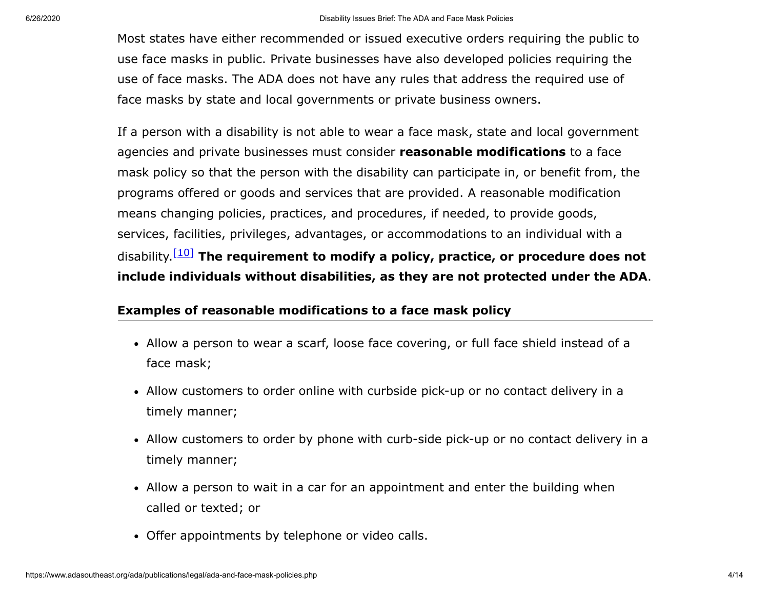Most states have either recommended or issued executive orders requiring the public to use face masks in public. Private businesses have also developed policies requiring the use of face masks. The ADA does not have any rules that address the required use of face masks by state and local governments or private business owners.

If a person with a disability is not able to wear a face mask, state and local government agencies and private businesses must consider **reasonable modifications** to a face mask policy so that the person with the disability can participate in, or benefit from, the programs offered or goods and services that are provided. A reasonable modification means changing policies, practices, and procedures, if needed, to provide goods, services, facilities, privileges, advantages, or accommodations to an individual with a disability.[10] **The requirement to modify a policy, practice, or procedure does not include individuals without disabilities, as they are not protected under the ADA**.

### Examples of reasonable modifications to a face mask policy

- Allow a person to wear a scarf, loose face covering, or full face shield instead of a face mask;
- Allow customers to order online with curbside pick-up or no contact delivery in a timely manner;
- Allow customers to order by phone with curb-side pick-up or no contact delivery in a timely manner;
- Allow a person to wait in a car for an appointment and enter the building when called or texted; or
- Offer appointments by telephone or video calls.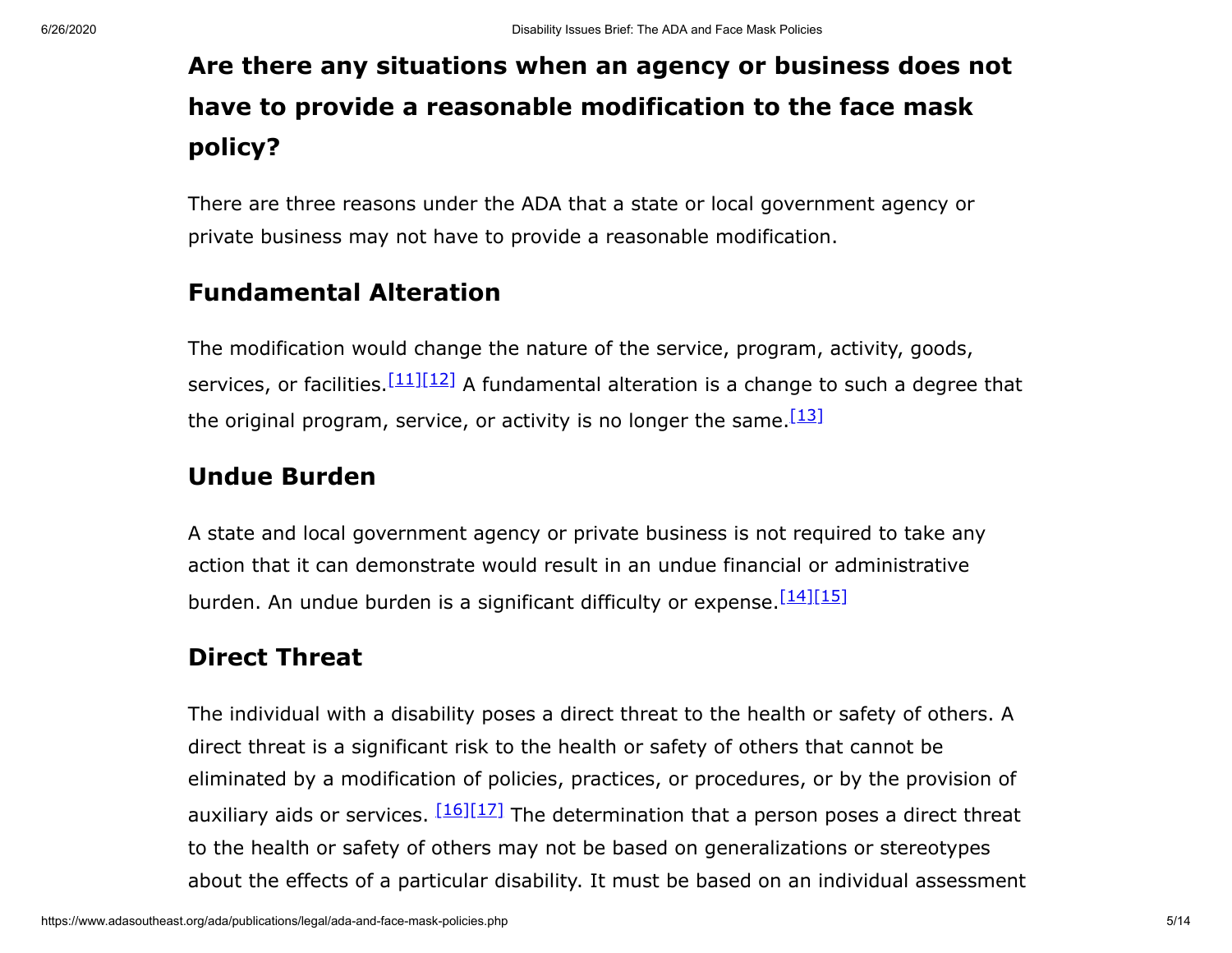## Are there any situations when an agency or business does not have to provide a reasonable modification to the face mask policy?

There are three reasons under the ADA that a state or local government agency or private business may not have to provide a reasonable modification.

### Fundamental Alteration

The modification would change the nature of the service, program, activity, goods, services, or facilities.[11][12] A fundamental alteration is a change to such a degree that the original program, service, or activity is no longer the same.[13]

### Undue Burden

A state and local government agency or private business is not required to take any action that it can demonstrate would result in an undue financial or administrative burden. An undue burden is a significant difficulty or expense.[14][15]

### Direct Threat

The individual with a disability poses a direct threat to the health or safety of others. A direct threat is a significant risk to the health or safety of others that cannot be eliminated by a modification of policies, practices, or procedures, or by the provision of auxiliary aids or services. [16][17] The determination that a person poses a direct threat to the health or safety of others may not be based on generalizations or stereotypes about the effects of a particular disability. It must be based on an individual assessment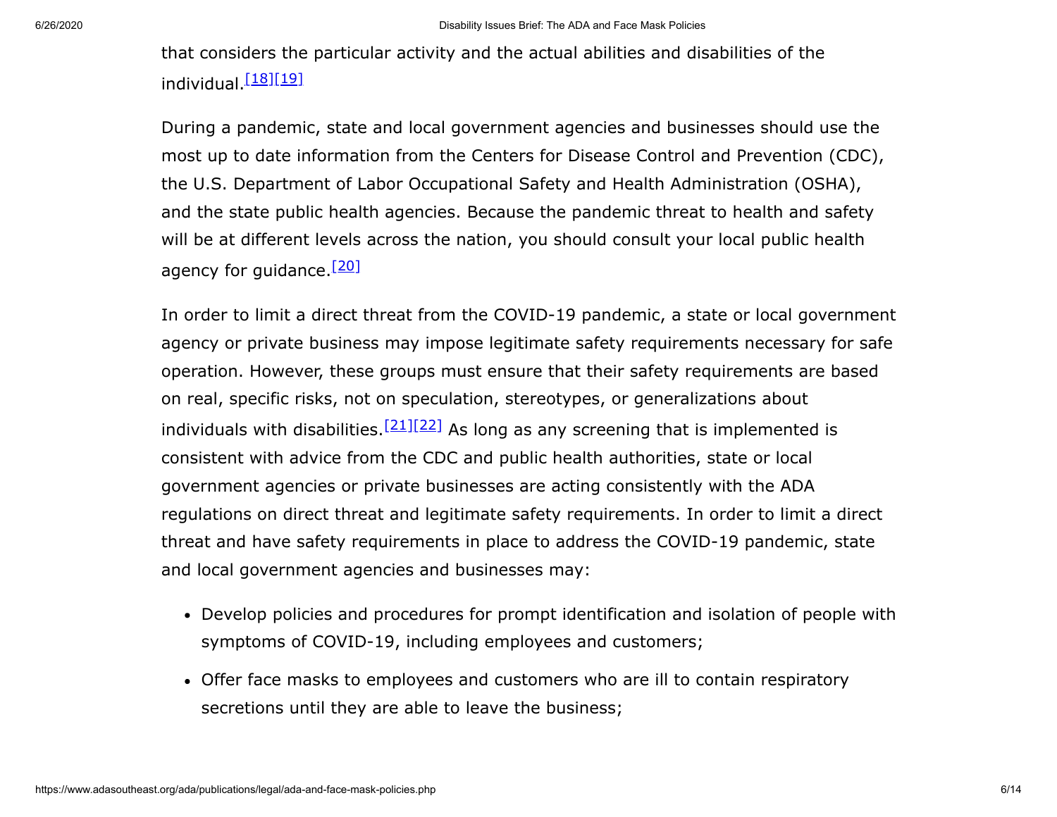that considers the particular activity and the actual abilities and disabilities of the individual.[18][19]

During a pandemic, state and local government agencies and businesses should use the most up to date information from the Centers for Disease Control and Prevention (CDC), the U.S. Department of Labor Occupational Safety and Health Administration (OSHA), and the state public health agencies. Because the pandemic threat to health and safety will be at different levels across the nation, you should consult your local public health agency for guidance.[20]

In order to limit a direct threat from the COVID-19 pandemic, a state or local government agency or private business may impose legitimate safety requirements necessary for safe operation. However, these groups must ensure that their safety requirements are based on real, specific risks, not on speculation, stereotypes, or generalizations about individuals with disabilities.[21][22] As long as any screening that is implemented is consistent with advice from the CDC and public health authorities, state or local government agencies or private businesses are acting consistently with the ADA regulations on direct threat and legitimate safety requirements. In order to limit a direct threat and have safety requirements in place to address the COVID-19 pandemic, state and local government agencies and businesses may:

- Develop policies and procedures for prompt identification and isolation of people with symptoms of COVID-19, including employees and customers;
- Offer face masks to employees and customers who are ill to contain respiratory secretions until they are able to leave the business;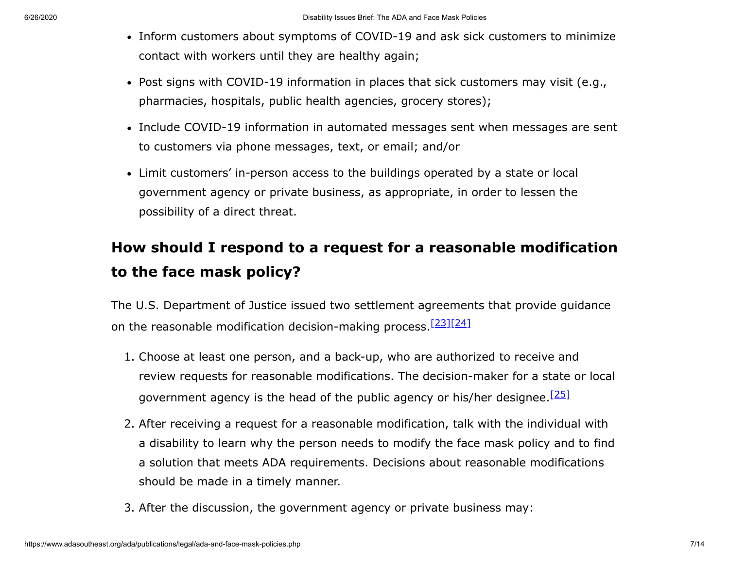- Inform customers about symptoms of COVID-19 and ask sick customers to minimize contact with workers until they are healthy again;
- Post signs with COVID-19 information in places that sick customers may visit (e.g., pharmacies, hospitals, public health agencies, grocery stores);
- Include COVID-19 information in automated messages sent when messages are sent to customers via phone messages, text, or email; and/or
- Limit customers' in-person access to the buildings operated by a state or local government agency or private business, as appropriate, in order to lessen the possibility of a direct threat.

## How should I respond to a request for a reasonable modification to the face mask policy?

The U.S. Department of Justice issued two settlement agreements that provide guidance on the reasonable modification decision-making process.[23][24]

1. Choose at least one person, and a back-up, who are authorized to receive and review requests for reasonable modifications. The decision-maker for a state or local government agency is the head of the public agency or his/her designee.[25]
2. After receiving a request for a reasonable modification, talk with the individual with a disability to learn why the person needs to modify the face mask policy and to find a solution that meets ADA requirements. Decisions about reasonable modifications should be made in a timely manner.
3. After the discussion, the government agency or private business may: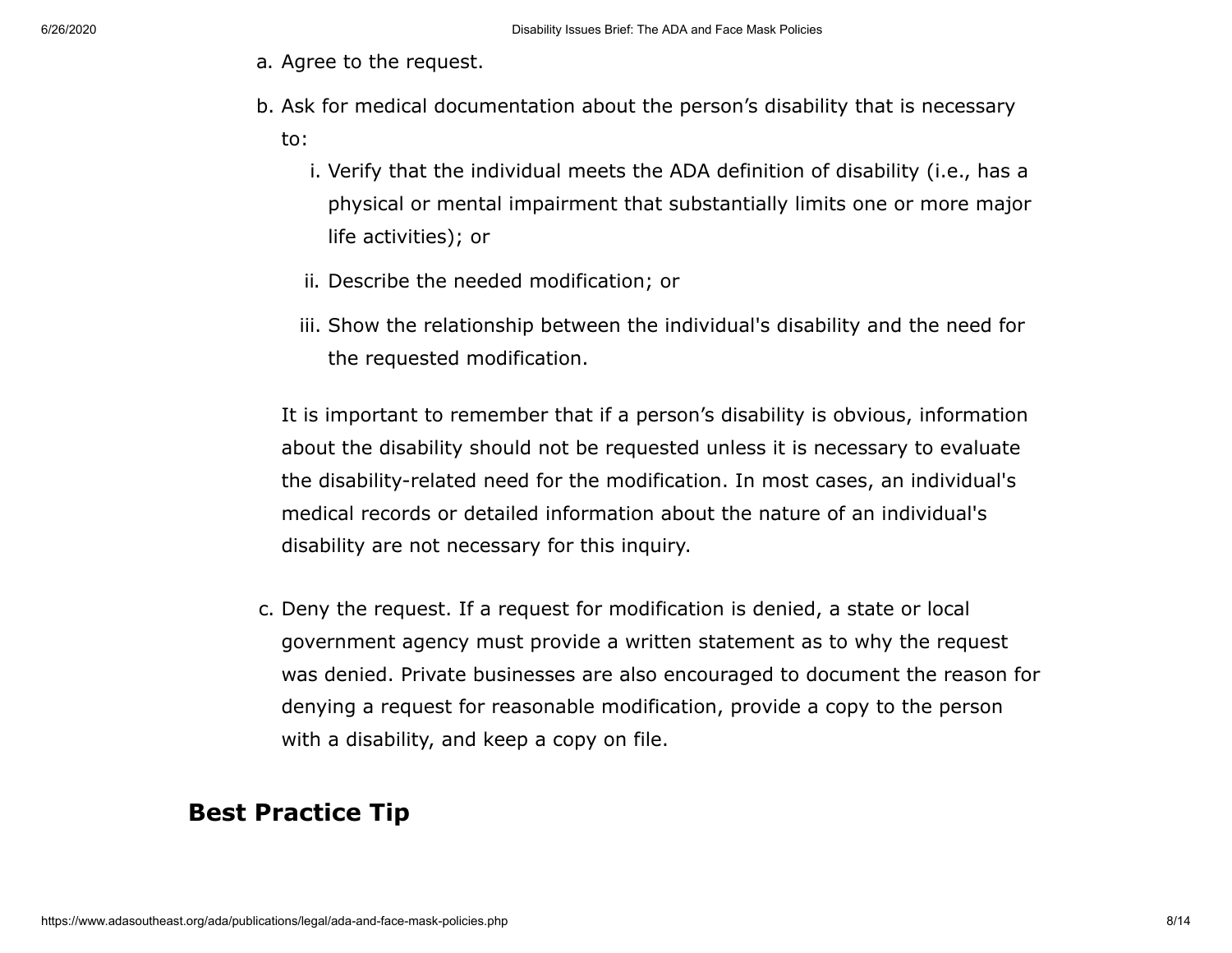a. Agree to the request.

b. Ask for medical documentation about the person's disability that is necessary to:

   i. Verify that the individual meets the ADA definition of disability (i.e., has a physical or mental impairment that substantially limits one or more major life activities); or

   ii. Describe the needed modification; or

   iii. Show the relationship between the individual's disability and the need for the requested modification.

   It is important to remember that if a person's disability is obvious, information about the disability should not be requested unless it is necessary to evaluate the disability-related need for the modification. In most cases, an individual's medical records or detailed information about the nature of an individual's disability are not necessary for this inquiry.

c. Deny the request. If a request for modification is denied, a state or local government agency must provide a written statement as to why the request was denied. Private businesses are also encouraged to document the reason for denying a request for reasonable modification, provide a copy to the person with a disability, and keep a copy on file.

## Best Practice Tip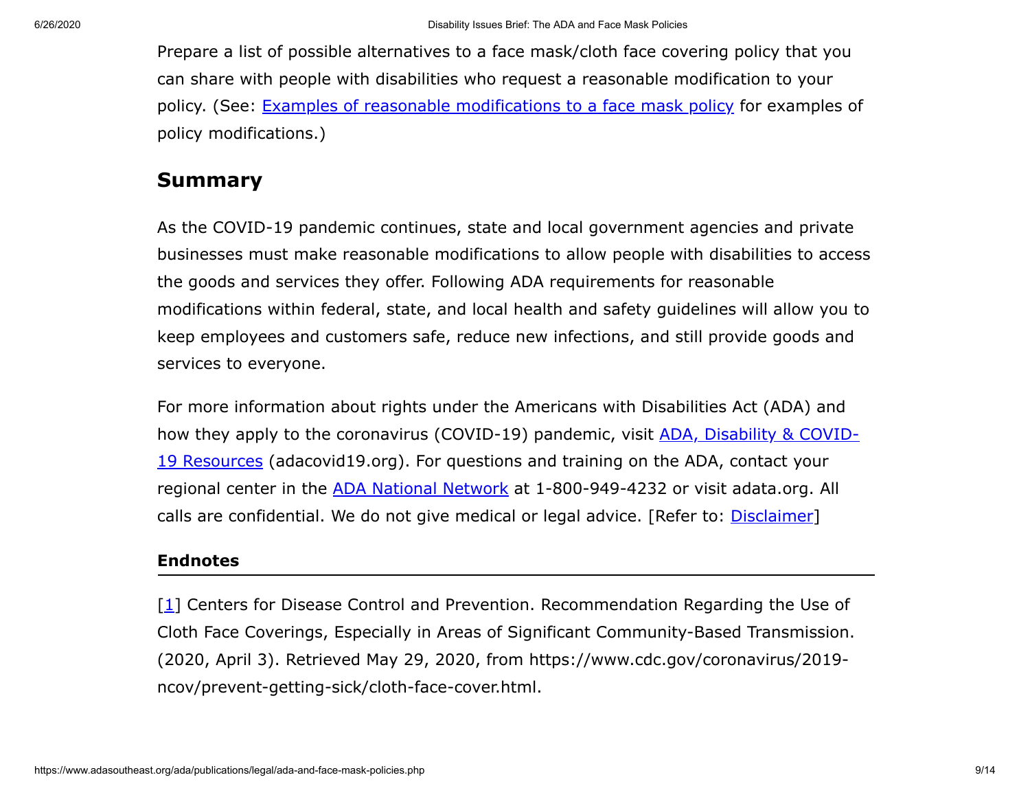Prepare a list of possible alternatives to a face mask/cloth face covering policy that you can share with people with disabilities who request a reasonable modification to your policy. (See: Examples of reasonable modifications to a face mask policy for examples of policy modifications.)

## Summary

As the COVID-19 pandemic continues, state and local government agencies and private businesses must make reasonable modifications to allow people with disabilities to access the goods and services they offer. Following ADA requirements for reasonable modifications within federal, state, and local health and safety guidelines will allow you to keep employees and customers safe, reduce new infections, and still provide goods and services to everyone.

For more information about rights under the Americans with Disabilities Act (ADA) and how they apply to the coronavirus (COVID-19) pandemic, visit ADA, Disability & COVID-19 Resources (adacovid19.org). For questions and training on the ADA, contact your regional center in the ADA National Network at 1-800-949-4232 or visit adata.org. All calls are confidential. We do not give medical or legal advice. [Refer to: Disclaimer]

### Endnotes

[1] Centers for Disease Control and Prevention. Recommendation Regarding the Use of Cloth Face Coverings, Especially in Areas of Significant Community-Based Transmission. (2020, April 3). Retrieved May 29, 2020, from https://www.cdc.gov/coronavirus/2019-ncov/prevent-getting-sick/cloth-face-cover.html.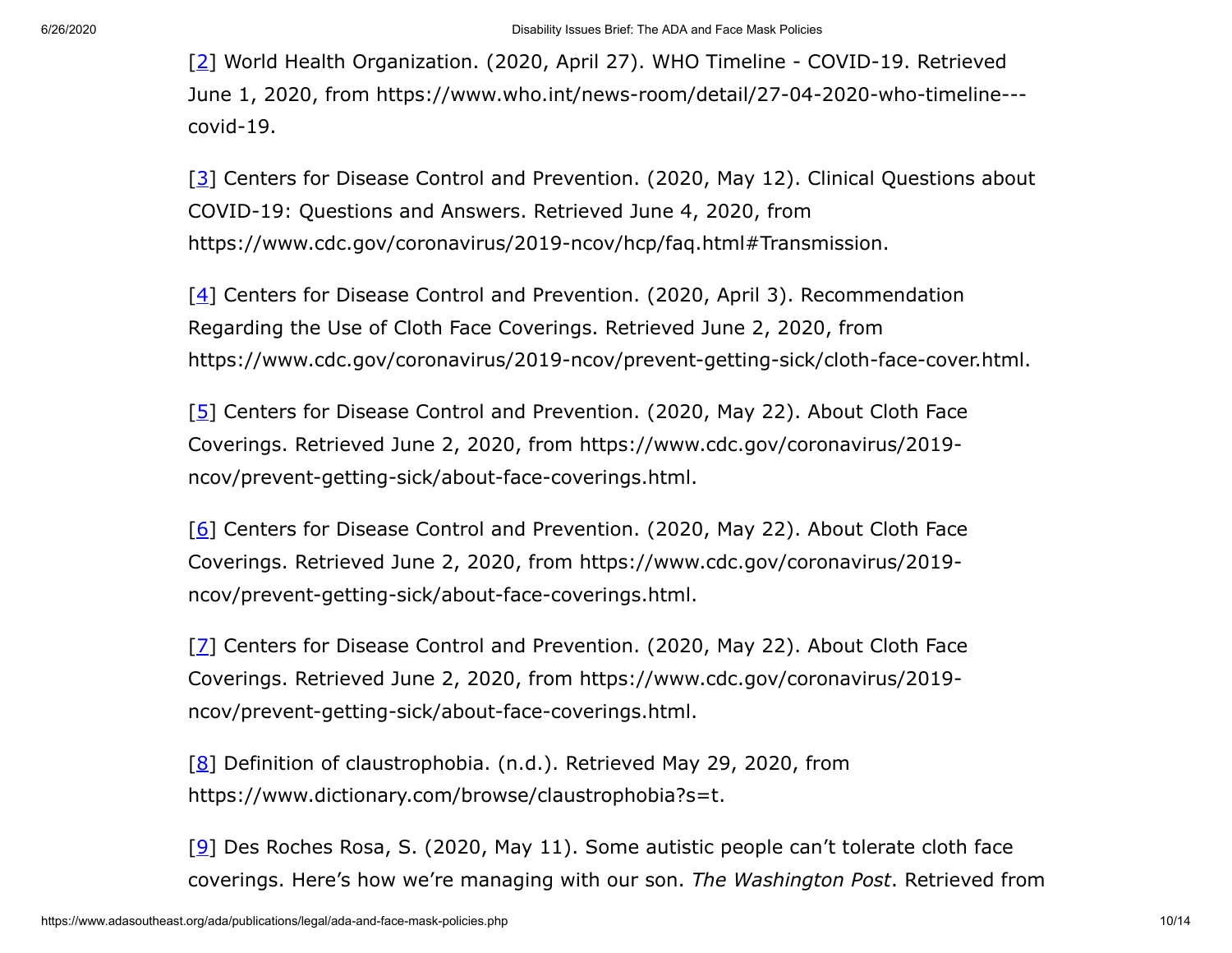[2] World Health Organization. (2020, April 27). WHO Timeline - COVID-19. Retrieved June 1, 2020, from https://www.who.int/news-room/detail/27-04-2020-who-timeline---covid-19.

[3] Centers for Disease Control and Prevention. (2020, May 12). Clinical Questions about COVID-19: Questions and Answers. Retrieved June 4, 2020, from https://www.cdc.gov/coronavirus/2019-ncov/hcp/faq.html#Transmission.

[4] Centers for Disease Control and Prevention. (2020, April 3). Recommendation Regarding the Use of Cloth Face Coverings. Retrieved June 2, 2020, from https://www.cdc.gov/coronavirus/2019-ncov/prevent-getting-sick/cloth-face-cover.html.

[5] Centers for Disease Control and Prevention. (2020, May 22). About Cloth Face Coverings. Retrieved June 2, 2020, from https://www.cdc.gov/coronavirus/2019-ncov/prevent-getting-sick/about-face-coverings.html.

[6] Centers for Disease Control and Prevention. (2020, May 22). About Cloth Face Coverings. Retrieved June 2, 2020, from https://www.cdc.gov/coronavirus/2019-ncov/prevent-getting-sick/about-face-coverings.html.

[7] Centers for Disease Control and Prevention. (2020, May 22). About Cloth Face Coverings. Retrieved June 2, 2020, from https://www.cdc.gov/coronavirus/2019-ncov/prevent-getting-sick/about-face-coverings.html.

[8] Definition of claustrophobia. (n.d.). Retrieved May 29, 2020, from https://www.dictionary.com/browse/claustrophobia?s=t.

[9] Des Roches Rosa, S. (2020, May 11). Some autistic people can't tolerate cloth face coverings. Here's how we're managing with our son. *The Washington Post*. Retrieved from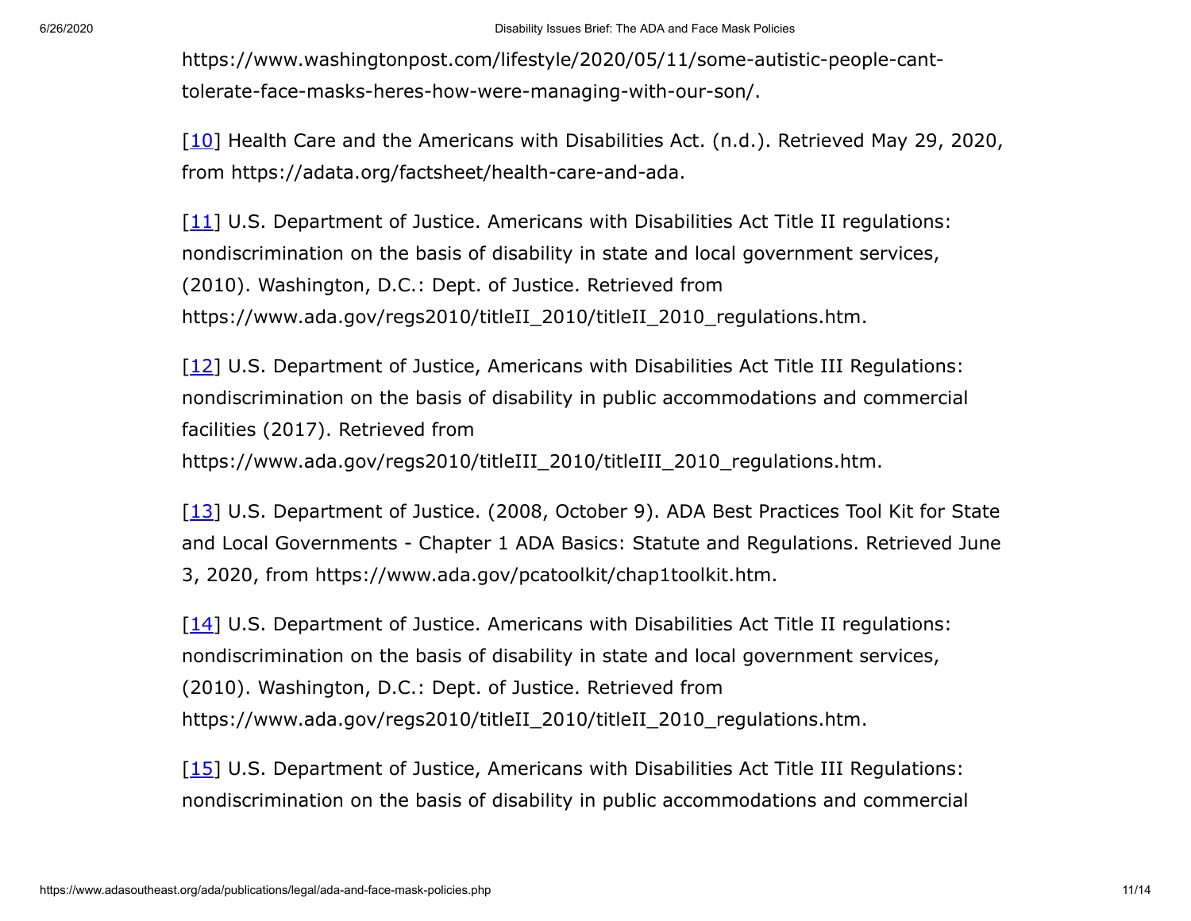https://www.washingtonpost.com/lifestyle/2020/05/11/some-autistic-people-cant-tolerate-face-masks-heres-how-were-managing-with-our-son/.

[10] Health Care and the Americans with Disabilities Act. (n.d.). Retrieved May 29, 2020, from https://adata.org/factsheet/health-care-and-ada.

[11] U.S. Department of Justice. Americans with Disabilities Act Title II regulations: nondiscrimination on the basis of disability in state and local government services, (2010). Washington, D.C.: Dept. of Justice. Retrieved from https://www.ada.gov/regs2010/titleII_2010/titleII_2010_regulations.htm.

[12] U.S. Department of Justice, Americans with Disabilities Act Title III Regulations: nondiscrimination on the basis of disability in public accommodations and commercial facilities (2017). Retrieved from https://www.ada.gov/regs2010/titleIII_2010/titleIII_2010_regulations.htm.

[13] U.S. Department of Justice. (2008, October 9). ADA Best Practices Tool Kit for State and Local Governments - Chapter 1 ADA Basics: Statute and Regulations. Retrieved June 3, 2020, from https://www.ada.gov/pcatoolkit/chap1toolkit.htm.

[14] U.S. Department of Justice. Americans with Disabilities Act Title II regulations: nondiscrimination on the basis of disability in state and local government services, (2010). Washington, D.C.: Dept. of Justice. Retrieved from https://www.ada.gov/regs2010/titleII_2010/titleII_2010_regulations.htm.

[15] U.S. Department of Justice, Americans with Disabilities Act Title III Regulations: nondiscrimination on the basis of disability in public accommodations and commercial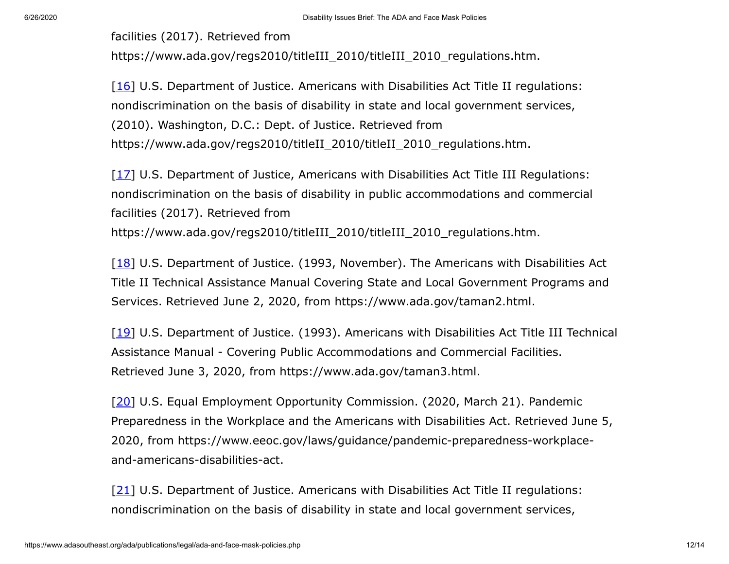facilities (2017). Retrieved from https://www.ada.gov/regs2010/titleIII_2010/titleIII_2010_regulations.htm.

[16] U.S. Department of Justice. Americans with Disabilities Act Title II regulations: nondiscrimination on the basis of disability in state and local government services, (2010). Washington, D.C.: Dept. of Justice. Retrieved from https://www.ada.gov/regs2010/titleII_2010/titleII_2010_regulations.htm.

[17] U.S. Department of Justice, Americans with Disabilities Act Title III Regulations: nondiscrimination on the basis of disability in public accommodations and commercial facilities (2017). Retrieved from https://www.ada.gov/regs2010/titleIII_2010/titleIII_2010_regulations.htm.

[18] U.S. Department of Justice. (1993, November). The Americans with Disabilities Act Title II Technical Assistance Manual Covering State and Local Government Programs and Services. Retrieved June 2, 2020, from https://www.ada.gov/taman2.html.

[19] U.S. Department of Justice. (1993). Americans with Disabilities Act Title III Technical Assistance Manual - Covering Public Accommodations and Commercial Facilities. Retrieved June 3, 2020, from https://www.ada.gov/taman3.html.

[20] U.S. Equal Employment Opportunity Commission. (2020, March 21). Pandemic Preparedness in the Workplace and the Americans with Disabilities Act. Retrieved June 5, 2020, from https://www.eeoc.gov/laws/guidance/pandemic-preparedness-workplace-and-americans-disabilities-act.

[21] U.S. Department of Justice. Americans with Disabilities Act Title II regulations: nondiscrimination on the basis of disability in state and local government services,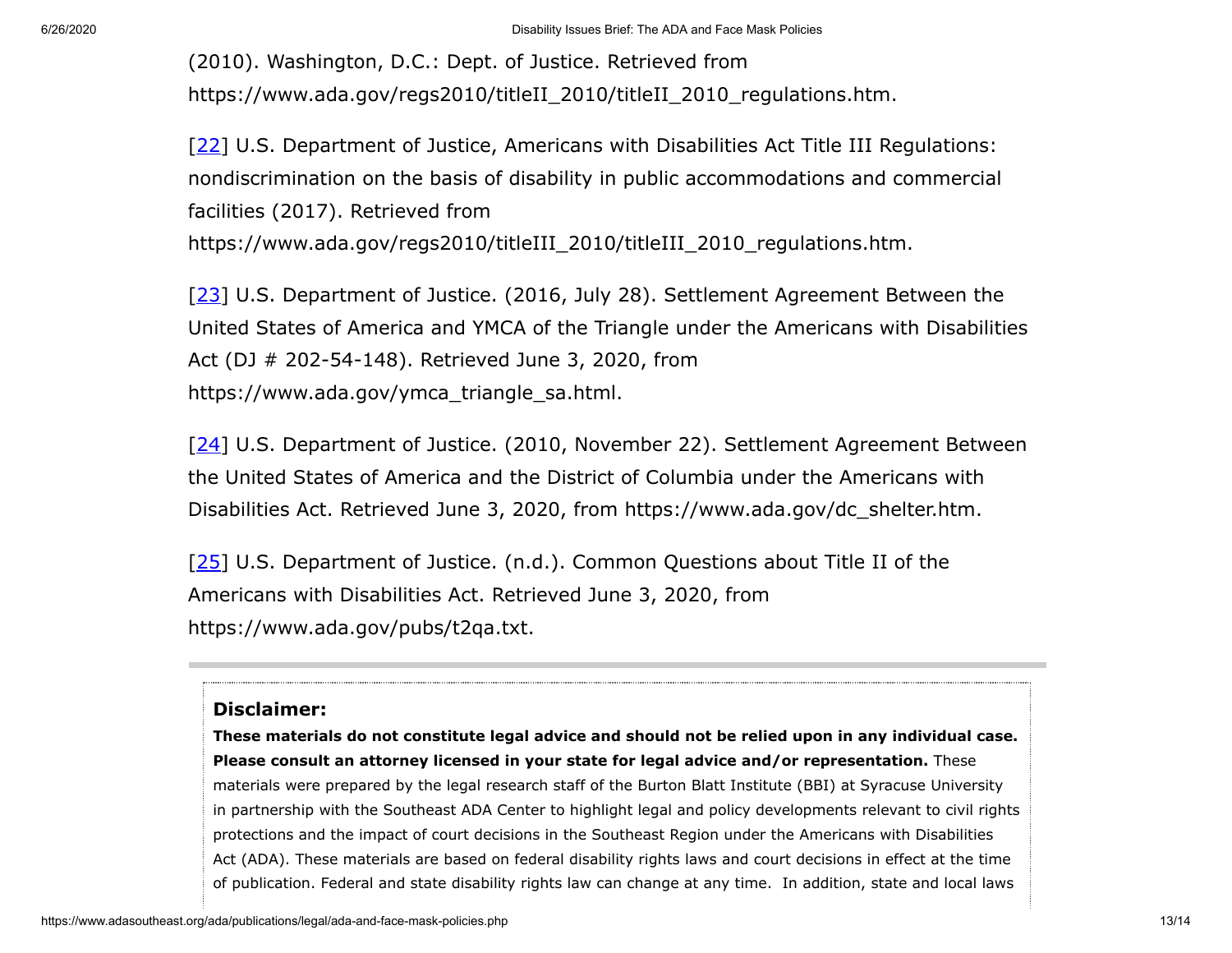(2010). Washington, D.C.: Dept. of Justice. Retrieved from https://www.ada.gov/regs2010/titleII_2010/titleII_2010_regulations.htm.

[22] U.S. Department of Justice, Americans with Disabilities Act Title III Regulations: nondiscrimination on the basis of disability in public accommodations and commercial facilities (2017). Retrieved from https://www.ada.gov/regs2010/titleIII_2010/titleIII_2010_regulations.htm.

[23] U.S. Department of Justice. (2016, July 28). Settlement Agreement Between the United States of America and YMCA of the Triangle under the Americans with Disabilities Act (DJ # 202-54-148). Retrieved June 3, 2020, from https://www.ada.gov/ymca_triangle_sa.html.

[24] U.S. Department of Justice. (2010, November 22). Settlement Agreement Between the United States of America and the District of Columbia under the Americans with Disabilities Act. Retrieved June 3, 2020, from https://www.ada.gov/dc_shelter.htm.

[25] U.S. Department of Justice. (n.d.). Common Questions about Title II of the Americans with Disabilities Act. Retrieved June 3, 2020, from https://www.ada.gov/pubs/t2qa.txt.

---

**Disclaimer:**

**These materials do not constitute legal advice and should not be relied upon in any individual case. Please consult an attorney licensed in your state for legal advice and/or representation.** These materials were prepared by the legal research staff of the Burton Blatt Institute (BBI) at Syracuse University in partnership with the Southeast ADA Center to highlight legal and policy developments relevant to civil rights protections and the impact of court decisions in the Southeast Region under the Americans with Disabilities Act (ADA). These materials are based on federal disability rights laws and court decisions in effect at the time of publication. Federal and state disability rights law can change at any time. In addition, state and local laws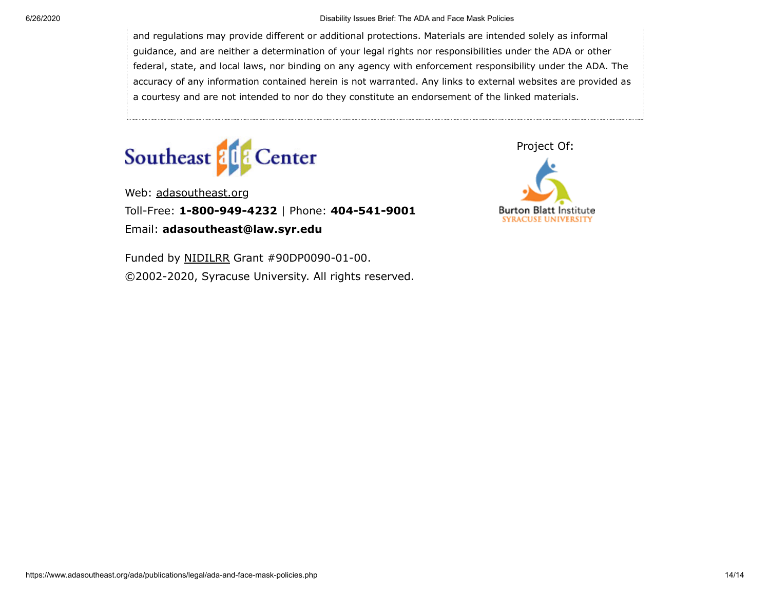and regulations may provide different or additional protections. Materials are intended solely as informal guidance, and are neither a determination of your legal rights nor responsibilities under the ADA or other federal, state, and local laws, nor binding on any agency with enforcement responsibility under the ADA. The accuracy of any information contained herein is not warranted. Any links to external websites are provided as a courtesy and are not intended to nor do they constitute an endorsement of the linked materials.

Southeast ADA Center

Web: adasoutheast.org

Toll-Free: **1-800-949-4232** | Phone: **404-541-9001**

Email: **adasoutheast@law.syr.edu**

Funded by NIDILRR Grant #90DP0090-01-00.

©2002-2020, Syracuse University. All rights reserved.

Project Of:

Burton Blatt Institute
SYRACUSE UNIVERSITY